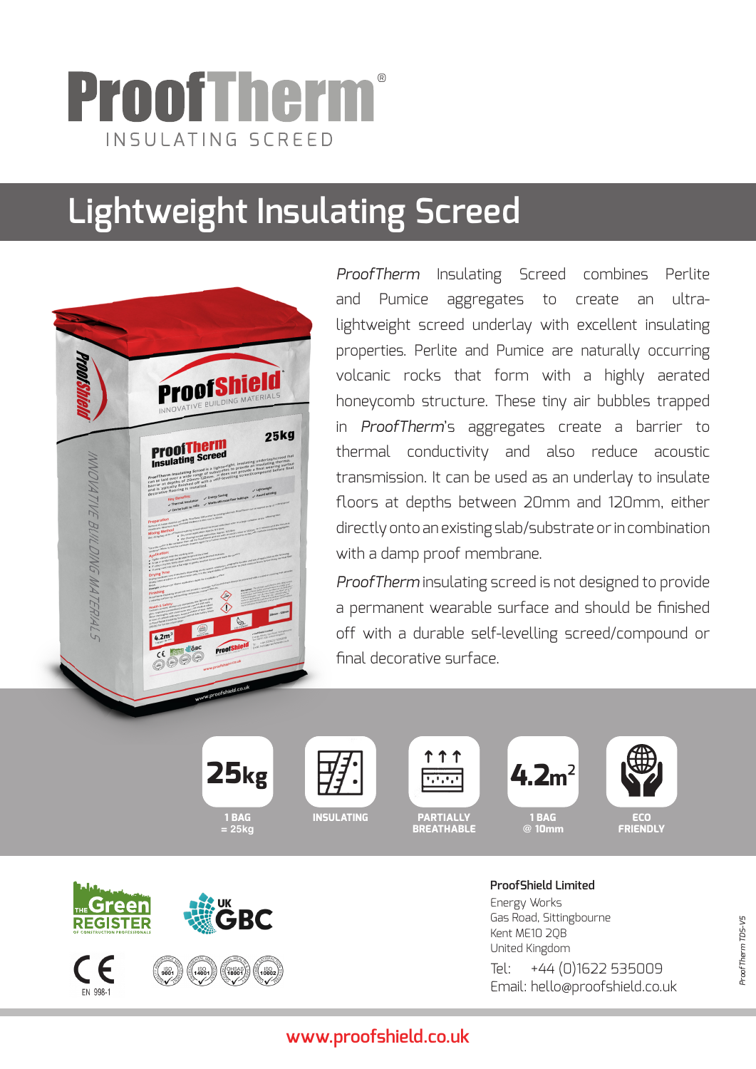# ProofTherm®

INSULATING SCREED

## Lightweight Insulating Screed

*ProofTherm* Insulating Screed combines Perlite and Pumice aggregates to create an ultra-lightweight screed underlay with excellent insulating properties. Perlite and Pumice are naturally occurring volcanic rocks that form with a highly aerated honeycomb structure. These tiny air bubbles trapped in *ProofTherm*'s aggregates create a barrier to thermal conductivity and also reduce acoustic transmission. It can be used as an underlay to insulate floors at depths between 20mm and 120mm, either directly onto an existing slab/substrate or in combination with a damp proof membrane.

*ProofTherm* insulating screed is not designed to provide a permanent wearable surface and should be finished off with a durable self-levelling screed/compound or final decorative surface.

- **25kg** — 1 BAG = 25kg
- INSULATING
- PARTIALLY BREATHABLE
- **4.2m²** — 1 BAG @ 10mm
- ECO FRIENDLY

The Green Register of Construction Professionals | UK GBC | CE EN 998-1 | ISO 9001 | ISO 14001 | OHSAS 18001 | ISO 10002

**ProofShield Limited**
Energy Works
Gas Road, Sittingbourne
Kent ME10 2QB
United Kingdom

Tel: +44 (0)1622 535009
Email: hello@proofshield.co.uk

ProofTherm TDS-V5

www.proofshield.co.uk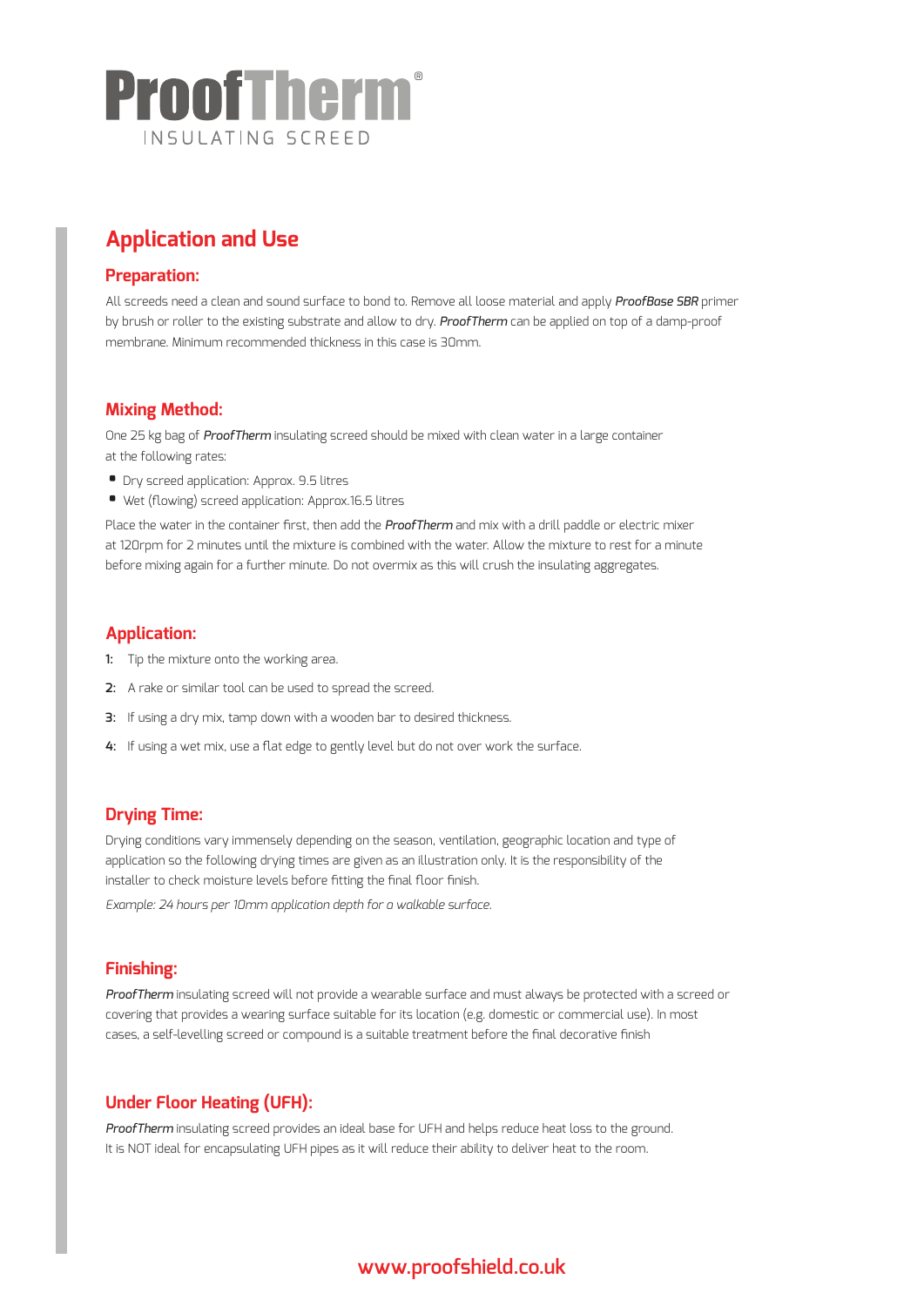# ProofTherm®

INSULATING SCREED

## Application and Use

### Preparation:

All screeds need a clean and sound surface to bond to. Remove all loose material and apply ***ProofBase SBR*** primer by brush or roller to the existing substrate and allow to dry. ***ProofTherm*** can be applied on top of a damp-proof membrane. Minimum recommended thickness in this case is 30mm.

### Mixing Method:

One 25 kg bag of ***ProofTherm*** insulating screed should be mixed with clean water in a large container at the following rates:

- Dry screed application: Approx. 9.5 litres
- Wet (flowing) screed application: Approx.16.5 litres

Place the water in the container first, then add the ***ProofTherm*** and mix with a drill paddle or electric mixer at 120rpm for 2 minutes until the mixture is combined with the water. Allow the mixture to rest for a minute before mixing again for a further minute. Do not overmix as this will crush the insulating aggregates.

### Application:

**1:** Tip the mixture onto the working area.

**2:** A rake or similar tool can be used to spread the screed.

**3:** If using a dry mix, tamp down with a wooden bar to desired thickness.

**4:** If using a wet mix, use a flat edge to gently level but do not over work the surface.

### Drying Time:

Drying conditions vary immensely depending on the season, ventilation, geographic location and type of application so the following drying times are given as an illustration only. It is the responsibility of the installer to check moisture levels before fitting the final floor finish.

*Example: 24 hours per 10mm application depth for a walkable surface.*

### Finishing:

***ProofTherm*** insulating screed will not provide a wearable surface and must always be protected with a screed or covering that provides a wearing surface suitable for its location (e.g. domestic or commercial use). In most cases, a self-levelling screed or compound is a suitable treatment before the final decorative finish

### Under Floor Heating (UFH):

***ProofTherm*** insulating screed provides an ideal base for UFH and helps reduce heat loss to the ground. It is NOT ideal for encapsulating UFH pipes as it will reduce their ability to deliver heat to the room.

**www.proofshield.co.uk**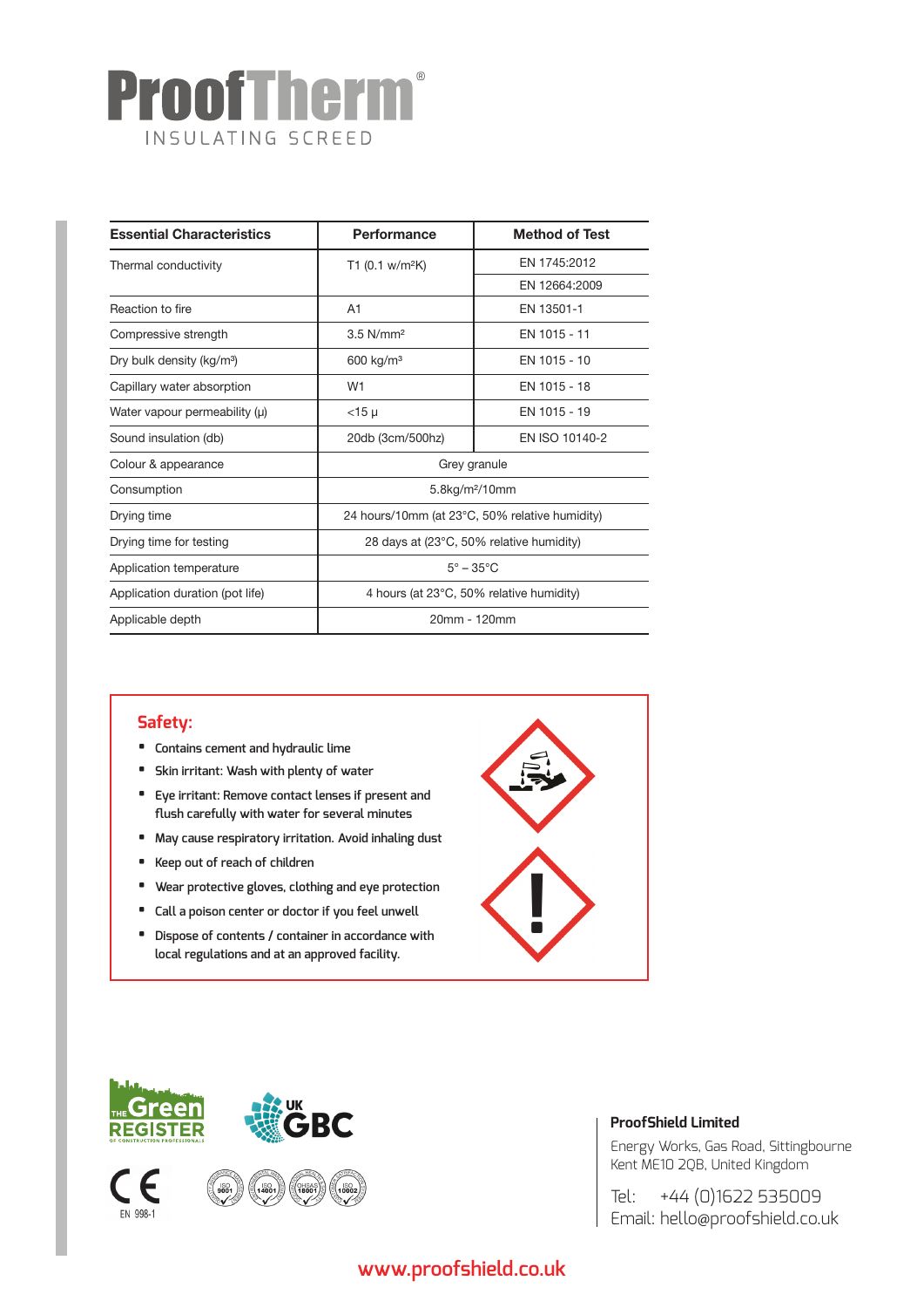# ProofTherm®

INSULATING SCREED

| Essential Characteristics | Performance | Method of Test |
|---|---|---|
| Thermal conductivity | T1 (0.1 w/m²K) | EN 1745:2012 |
| | | EN 12664:2009 |
| Reaction to fire | A1 | EN 13501-1 |
| Compressive strength | 3.5 N/mm² | EN 1015 - 11 |
| Dry bulk density (kg/m³) | 600 kg/m³ | EN 1015 - 10 |
| Capillary water absorption | W1 | EN 1015 - 18 |
| Water vapour permeability (µ) | <15 µ | EN 1015 - 19 |
| Sound insulation (db) | 20db (3cm/500hz) | EN ISO 10140-2 |
| Colour & appearance | Grey granule | |
| Consumption | 5.8kg/m²/10mm | |
| Drying time | 24 hours/10mm (at 23°C, 50% relative humidity) | |
| Drying time for testing | 28 days at (23°C, 50% relative humidity) | |
| Application temperature | 5° – 35°C | |
| Application duration (pot life) | 4 hours (at 23°C, 50% relative humidity) | |
| Applicable depth | 20mm - 120mm | |

## Safety:

- Contains cement and hydraulic lime
- Skin irritant: Wash with plenty of water
- Eye irritant: Remove contact lenses if present and flush carefully with water for several minutes
- May cause respiratory irritation. Avoid inhaling dust
- Keep out of reach of children
- Wear protective gloves, clothing and eye protection
- Call a poison center or doctor if you feel unwell
- Dispose of contents / container in accordance with local regulations and at an approved facility.

THE Green REGISTER OF CONSTRUCTION PROFESSIONALS

UK GBC

CE EN 998-1

ISO 9001 ISO 14001 OHSAS 18001 ISO 10002

**ProofShield Limited**

Energy Works, Gas Road, Sittingbourne
Kent ME10 2QB, United Kingdom

Tel: +44 (0)1622 535009
Email: hello@proofshield.co.uk

www.proofshield.co.uk